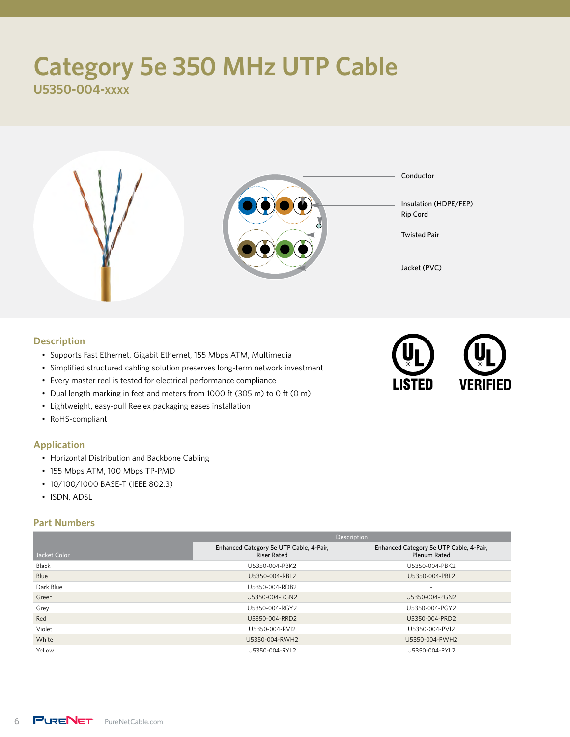# Category 5e 350 MHz UTP Cable

## U5350-004-xxxx

Conductor

Insulation (HDPE/FEP)

Rip Cord

Twisted Pair

Jacket (PVC)

## Description

- Supports Fast Ethernet, Gigabit Ethernet, 155 Mbps ATM, Multimedia
- Simplified structured cabling solution preserves long-term network investment
- Every master reel is tested for electrical performance compliance
- Dual length marking in feet and meters from 1000 ft (305 m) to 0 ft (0 m)
- Lightweight, easy-pull Reelex packaging eases installation
- RoHS-compliant

UL LISTED

UL VERIFIED

## Application

- Horizontal Distribution and Backbone Cabling
- 155 Mbps ATM, 100 Mbps TP-PMD
- 10/100/1000 BASE-T (IEEE 802.3)
- ISDN, ADSL

## Part Numbers

| Jacket Color | Description | |
|---|---|---|
| | Enhanced Category 5e UTP Cable, 4-Pair, Riser Rated | Enhanced Category 5e UTP Cable, 4-Pair, Plenum Rated |
| Black | U5350-004-RBK2 | U5350-004-PBK2 |
| Blue | U5350-004-RBL2 | U5350-004-PBL2 |
| Dark Blue | U5350-004-RDB2 | - |
| Green | U5350-004-RGN2 | U5350-004-PGN2 |
| Grey | U5350-004-RGY2 | U5350-004-PGY2 |
| Red | U5350-004-RRD2 | U5350-004-PRD2 |
| Violet | U5350-004-RVI2 | U5350-004-PVI2 |
| White | U5350-004-RWH2 | U5350-004-PWH2 |
| Yellow | U5350-004-RYL2 | U5350-004-PYL2 |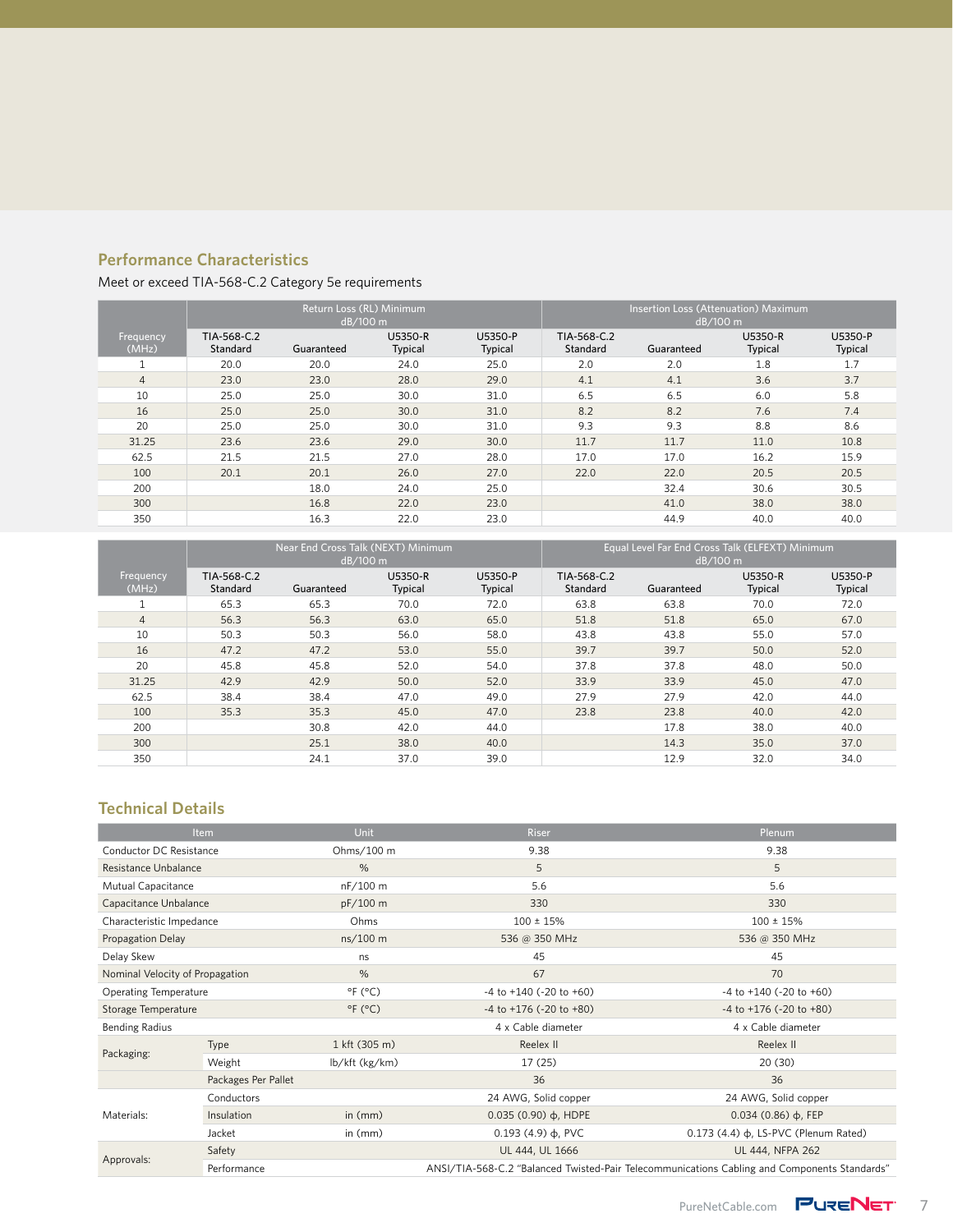## Performance Characteristics

Meet or exceed TIA-568-C.2 Category 5e requirements

| Frequency (MHz) | Return Loss (RL) Minimum dB/100 m | | | | Insertion Loss (Attenuation) Maximum dB/100 m | | | |
|---|---|---|---|---|---|---|---|---|
| | TIA-568-C.2 Standard | Guaranteed | U5350-R Typical | U5350-P Typical | TIA-568-C.2 Standard | Guaranteed | U5350-R Typical | U5350-P Typical |
| 1 | 20.0 | 20.0 | 24.0 | 25.0 | 2.0 | 2.0 | 1.8 | 1.7 |
| 4 | 23.0 | 23.0 | 28.0 | 29.0 | 4.1 | 4.1 | 3.6 | 3.7 |
| 10 | 25.0 | 25.0 | 30.0 | 31.0 | 6.5 | 6.5 | 6.0 | 5.8 |
| 16 | 25.0 | 25.0 | 30.0 | 31.0 | 8.2 | 8.2 | 7.6 | 7.4 |
| 20 | 25.0 | 25.0 | 30.0 | 31.0 | 9.3 | 9.3 | 8.8 | 8.6 |
| 31.25 | 23.6 | 23.6 | 29.0 | 30.0 | 11.7 | 11.7 | 11.0 | 10.8 |
| 62.5 | 21.5 | 21.5 | 27.0 | 28.0 | 17.0 | 17.0 | 16.2 | 15.9 |
| 100 | 20.1 | 20.1 | 26.0 | 27.0 | 22.0 | 22.0 | 20.5 | 20.5 |
| 200 | | 18.0 | 24.0 | 25.0 | | 32.4 | 30.6 | 30.5 |
| 300 | | 16.8 | 22.0 | 23.0 | | 41.0 | 38.0 | 38.0 |
| 350 | | 16.3 | 22.0 | 23.0 | | 44.9 | 40.0 | 40.0 |

| Frequency (MHz) | Near End Cross Talk (NEXT) Minimum dB/100 m | | | | Equal Level Far End Cross Talk (ELFEXT) Minimum dB/100 m | | | |
|---|---|---|---|---|---|---|---|---|
| | TIA-568-C.2 Standard | Guaranteed | U5350-R Typical | U5350-P Typical | TIA-568-C.2 Standard | Guaranteed | U5350-R Typical | U5350-P Typical |
| 1 | 65.3 | 65.3 | 70.0 | 72.0 | 63.8 | 63.8 | 70.0 | 72.0 |
| 4 | 56.3 | 56.3 | 63.0 | 65.0 | 51.8 | 51.8 | 65.0 | 67.0 |
| 10 | 50.3 | 50.3 | 56.0 | 58.0 | 43.8 | 43.8 | 55.0 | 57.0 |
| 16 | 47.2 | 47.2 | 53.0 | 55.0 | 39.7 | 39.7 | 50.0 | 52.0 |
| 20 | 45.8 | 45.8 | 52.0 | 54.0 | 37.8 | 37.8 | 48.0 | 50.0 |
| 31.25 | 42.9 | 42.9 | 50.0 | 52.0 | 33.9 | 33.9 | 45.0 | 47.0 |
| 62.5 | 38.4 | 38.4 | 47.0 | 49.0 | 27.9 | 27.9 | 42.0 | 44.0 |
| 100 | 35.3 | 35.3 | 45.0 | 47.0 | 23.8 | 23.8 | 40.0 | 42.0 |
| 200 | | 30.8 | 42.0 | 44.0 | | 17.8 | 38.0 | 40.0 |
| 300 | | 25.1 | 38.0 | 40.0 | | 14.3 | 35.0 | 37.0 |
| 350 | | 24.1 | 37.0 | 39.0 | | 12.9 | 32.0 | 34.0 |

## Technical Details

| Item | | Unit | Riser | Plenum |
|---|---|---|---|---|
| Conductor DC Resistance | | Ohms/100 m | 9.38 | 9.38 |
| Resistance Unbalance | | % | 5 | 5 |
| Mutual Capacitance | | nF/100 m | 5.6 | 5.6 |
| Capacitance Unbalance | | pF/100 m | 330 | 330 |
| Characteristic Impedance | | Ohms | 100 ± 15% | 100 ± 15% |
| Propagation Delay | | ns/100 m | 536 @ 350 MHz | 536 @ 350 MHz |
| Delay Skew | | ns | 45 | 45 |
| Nominal Velocity of Propagation | | % | 67 | 70 |
| Operating Temperature | | °F (°C) | -4 to +140 (-20 to +60) | -4 to +140 (-20 to +60) |
| Storage Temperature | | °F (°C) | -4 to +176 (-20 to +80) | -4 to +176 (-20 to +80) |
| Bending Radius | | | 4 x Cable diameter | 4 x Cable diameter |
| Packaging: | Type | 1 kft (305 m) | Reelex II | Reelex II |
| | Weight | lb/kft (kg/km) | 17 (25) | 20 (30) |
| | Packages Per Pallet | | 36 | 36 |
| Materials: | Conductors | | 24 AWG, Solid copper | 24 AWG, Solid copper |
| | Insulation | in (mm) | 0.035 (0.90) ϕ, HDPE | 0.034 (0.86) ϕ, FEP |
| | Jacket | in (mm) | 0.193 (4.9) ϕ, PVC | 0.173 (4.4) ϕ, LS-PVC (Plenum Rated) |
| Approvals: | Safety | | UL 444, UL 1666 | UL 444, NFPA 262 |
| | Performance | | ANSI/TIA-568-C.2 "Balanced Twisted-Pair Telecommunications Cabling and Components Standards" | |

PureNetCable.com PureNet